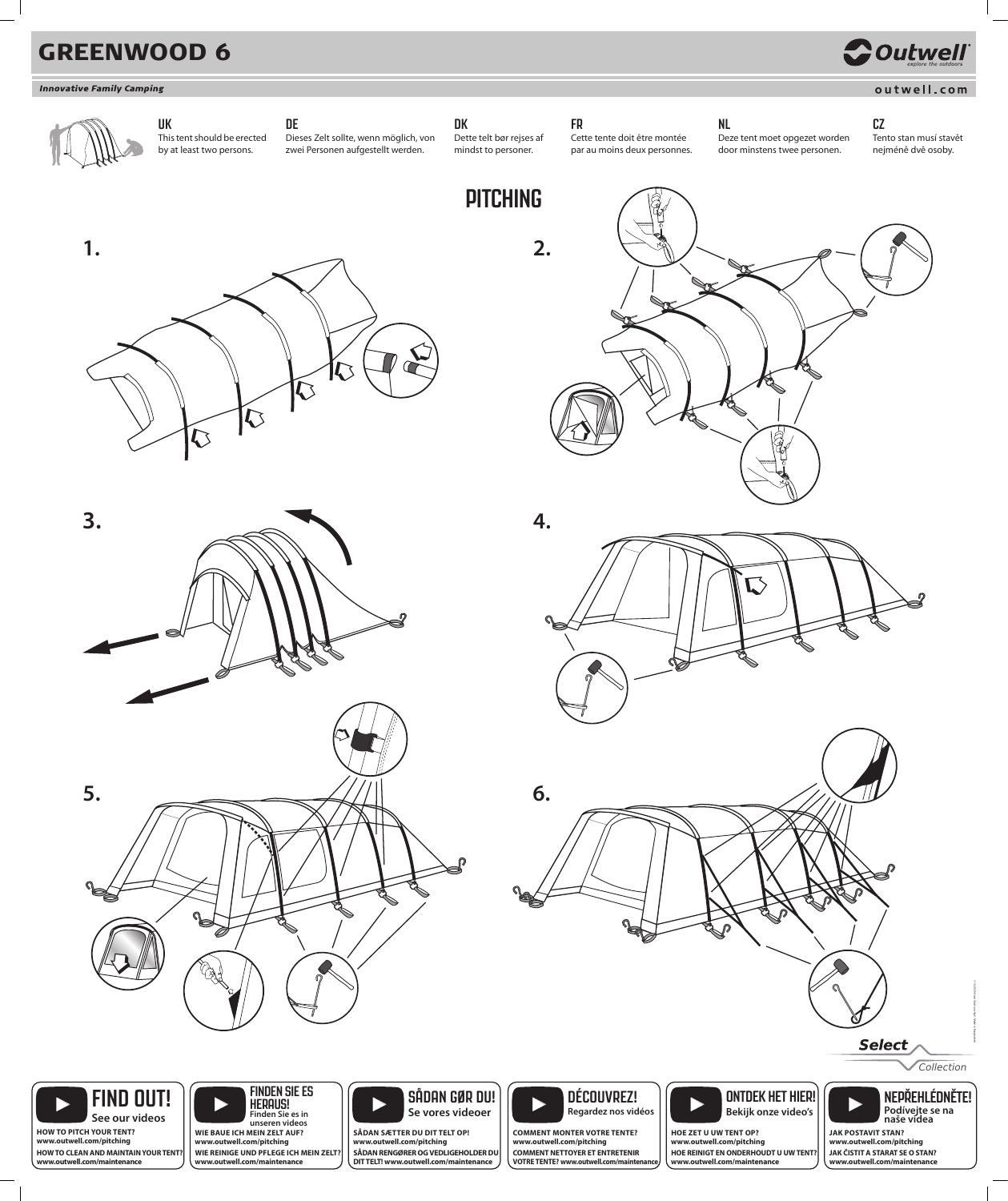# GREENWOOD 6

*Innovative Family Camping*

outwell.com

**UK**
This tent should be erected by at least two persons.

**DE**
Dieses Zelt sollte, wenn möglich, von zwei Personen aufgestellt werden.

**DK**
Dette telt bør rejses af mindst to personer.

**FR**
Cette tente doit être montée par au moins deux personnes.

**NL**
Deze tent moet opgezet worden door minstens twee personen.

**CZ**
Tento stan musí stavět nejméně dvě osoby.

## PITCHING

1.

2.

3.

4.

5.

6.

Select Collection

**FIND OUT!**
See our videos

**HOW TO PITCH YOUR TENT?**
www.outwell.com/pitching

**HOW TO CLEAN AND MAINTAIN YOUR TENT?**
www.outwell.com/maintenance

**FINDEN SIE ES HERAUS!**
Finden Sie es in unseren videos

**WIE BAUE ICH MEIN ZELT AUF?**
www.outwell.com/pitching

**WIE REINIGE UND PFLEGE ICH MEIN ZELT?**
www.outwell.com/maintenance

**SÅDAN GØR DU!**
Se vores videoer

**SÅDAN SÆTTER DU DIT TELT OP!**
www.outwell.com/pitching

**SÅDAN RENGØRER OG VEDLIGEHOLDER DU DIT TELT!** www.outwell.com/maintenance

**DÉCOUVREZ!**
Regardez nos vidéos

**COMMENT MONTER VOTRE TENTE?**
www.outwell.com/pitching

**COMMENT NETTOYER ET ENTRETENIR VOTRE TENTE?** www.outwell.com/maintenance

**ONTDEK HET HIER!**
Bekijk onze video's

**HOE ZET U UW TENT OP?**
www.outwell.com/pitching

**HOE REINIGT EN ONDERHOUDT U UW TENT?**
www.outwell.com/maintenance

**NEPŘEHLÉDNĚTE!**
Podívejte se na naše videa

**JAK POSTAVIT STAN?**
www.outwell.com/pitching

**JAK ČISTIT A STARAT SE O STAN?**
www.outwell.com/maintenance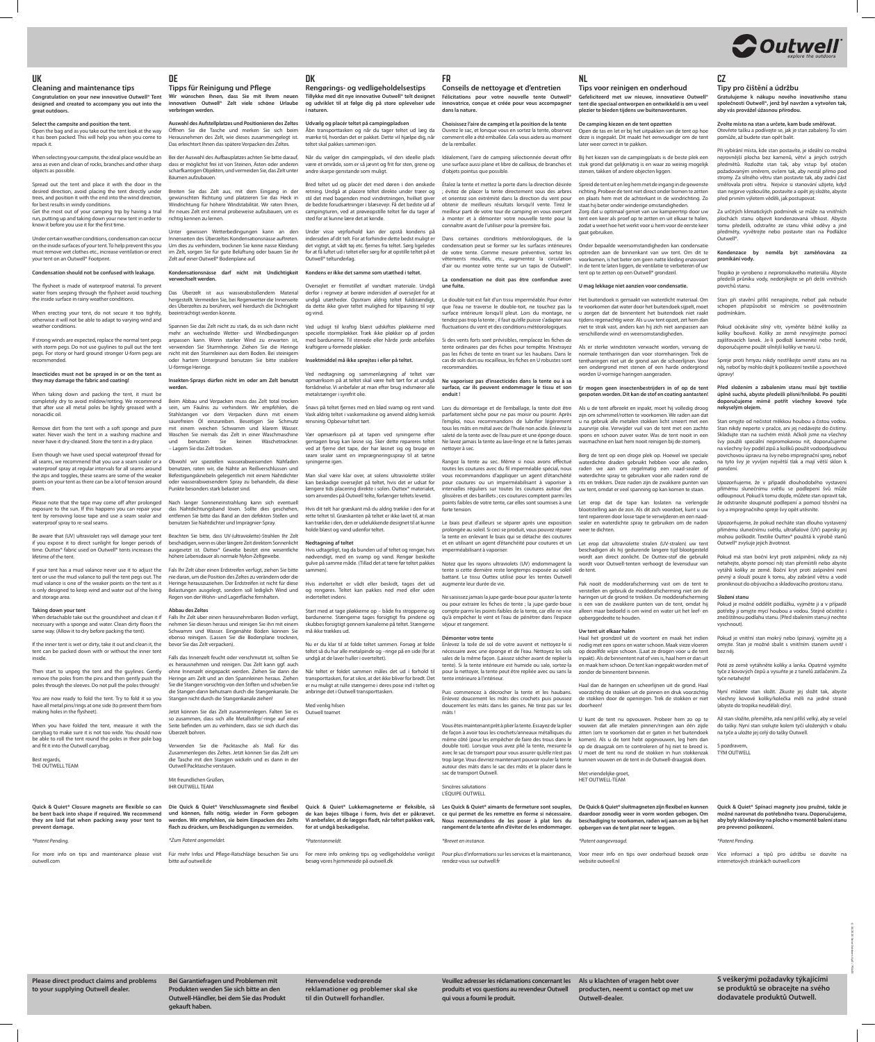# UK

## Cleaning and maintenance tips

**Congratulation on your new innovative Outwell® Tent designed and created to accompany you out into the great outdoors.**

**Select the campsite and position the tent.**
Open the bag and as you take out the tent look at the way it has been packed. This will help you when you come to repack it.

When selecting your campsite, the ideal place would be an area as even and clear of rocks, branches and other sharp objects as possible.

Spread out the tent and place it with the door in the desired direction, avoid placing the tent directly under trees, and position it with the end into the wind direction, for best results in windy conditions.
Get the most out of your camping trip by having a trial run, putting up and taking down your new tent in order to know it before you use it for the first time.

Under certain weather conditions, condensation can occur on the inside surfaces of your tent. To help prevent this you must remove wet clothes etc., increase ventilation or erect your tent on an Outwell® Footprint.

**Condensation should not be confused with leakage.**

The flysheet is made of waterproof material. To prevent water from seeping through the flysheet avoid touching the inside surface in rainy weather conditions.

When erecting your tent, do not secure it too tightly, otherwise it will not be able to adapt to varying wind and weather conditions.

If strong winds are expected, replace the normal tent pegs with storm pegs. Do not use guylines to pull out the tent pegs. For stony or hard ground stronger U-form pegs are recommended.

**Insecticides must not be sprayed in or on the tent as they may damage the fabric and coating!**

When taking down and packing the tent, it must be completely dry to avoid mildew/rotting. We recommend that after use all metal poles be lightly greased with a nonacidic oil.

Remove dirt from the tent with a soft sponge and pure water. Never wash the tent in a washing machine and never have it dry-cleaned. Store the tent in a dry place.

Even though we have used special waterproof thread for all seams, we recommend that you use a seam sealer or a waterproof spray at regular intervals for all seams around the zips and toggles, these seams are some of the weaker points on your tent as there can be a lot of tension around them.

Please note that the tape may come off after prolonged exposure to the sun. If this happens you can repair your tent by removing loose tape and use a seam sealer and waterproof spray to re-seal seams.

Be aware that (UV) ultraviolet rays will damage your tent if you expose it to direct sunlight for longer periods of time. Outtex® fabric used on Outwell® tents increases the lifetime of the tent.

If your tent has a mud valance never use it to adjust the tent or use the mud valance to pull the tent pegs out. The mud valance is one of the weaker points on the tent as it is only designed to keep wind and water out of the living and storage area.

**Taking down your tent**
When detachable take out the groundsheet and clean it if necessary with a sponge and water. Clean dirty floors the same way. (Allow it to dry before packing the tent).

If the inner tent is wet or dirty, take it out and clean it, the tent can be packed down with or without the inner tent inside.

Then start to unpeg the tent and the guylines. Gently remove the poles from the pins and then gently push the poles through the sleeves. Do not pull the poles through!

You are now ready to fold the tent. Try to fold it so you have all metal pins/rings at one side (to prevent them from making holes in the flysheet).

When you have folded the tent, measure it with the carrybag to make sure it is not too wide. You should now be able to roll the tent round the poles in their pole bag and fit it into the Outwell carrybag.

Best regards,
THE OUTWELL TEAM

**Quick & Quiet® Closure magnets are flexible so can be bent back into shape if required. We recommend they are laid flat when packing away your tent to prevent damage.**

*\*Patent Pending.*

For more info on tips and maintenance please visit outwell.com

**Please direct product claims and problems to your supplying Outwell dealer.**

# DE

## Tipps für Reinigung und Pflege

**Wir wünschen Ihnen, dass Sie mit Ihrem neuen innovativen Outwell® Zelt viele schöne Urlaube verbringen werden.**

**Auswahl des Aufstellplatzes und Positionieren des Zeltes**
Öffnen Sie die Tasche und merken Sie sich beim Herausnehmen des Zelt, wie dieses zusammengelegt ist. Das erleichtert Ihnen das spätere Verpacken des Zeltes.

Bei der Auswahl des Aufbauplatzes achten Sie bitte darauf, dass er möglichst frei ist von Steinen, Ästen oder anderen scharfkantigen Objekten, und vermeiden Sie, das Zelt unter Bäumen aufzubauen.

Breiten Sie das Zelt aus, mit dem Eingang in der gewünschten Richtung und platzieren Sie das Heck in Windrichtung für höhere Windstabilität. Wir raten Ihnen, Ihr neues Zelt erst einmal probeweise aufzubauen, um es richtig kennen zu lernen.

Unter gewissen Wetterbedingungen kann an den Innenseiten des Überzeltes Kondensationsnässe auftreten. Um dies zu verhindern, trocknen Sie keine nasse Kleidung im Zelt, sorgen Sie für gute Belüftung oder bauen Sie Ihr Zelt auf einer Outwell® Bodenplane auf.

**Kondensationsnässe darf nicht mit Undichtigkeit verwechselt werden.**

Das Überzelt ist aus wasserabstoßendem Material hergestellt. Vermeiden Sie, bei Regenwetter die Innenseite des Überzeltes zu berühren, weil hierdurch die Dichtigkeit beeinträchtigt werden könnte.

Spannen Sie das Zelt nicht zu stark, da es sich dann nicht mehr an wechselnde Wetter- und Windbedingungen anpassen kann. Wenn starker Wind zu erwarten ist, verwenden Sie Sturmheringe. Ziehen Sie die Heringe nicht mit der Sturmleinen aus dem Boden. Bei steinigem oder hartem Untergrund benutzen Sie bitte stabilere U-förmige Heringe.

**Insekten-Sprays dürfen nicht im oder am Zelt benutzt werden.**

Beim Abbau und Verpacken muss das Zelt total trocken sein, um Fäulnis zu verhindern. Wir empfehlen, die Stahlstangen vor dem Verpacken dünn mit einem säurefreien Öl einzureiben. Beseitigen Sie Schmutz mit einem weichen Schwamm und klarem Wasser. Waschen Sie niemals das Zelt in einer Waschmaschine und benutzen Sie keinen Wäschetrockner. – Lagern Sie das Zelt trocken.

Obwohl wir speziellen wasserabweisenden Nähfaden benutzen, raten wir, die Nähte an Reißverschlüssen und Befestigungsknebeln gelegentlich mit einem Nahtdichter oder wasserabweisendem Spray zu behandeln, da diese Punkte besonders stark belastet sind.

Nach langer Sonneneinstrahlung kann sich eventuell das Nahtdichtungsband lösen. Sollte dies geschehen, entfernen Sie bitte das Band an den defekten Stellen und benutzen Sie Nahtdichter und Imprägnier-Spray.

Beachten Sie bitte, dass UV-(ultraviolette)-Strahlen Ihr Zelt beschädigen, wenn es über längere Zeit direktem Sonnenlicht ausgesetzt ist. Outtex® Gewebe besitzt eine wesentliche höhere Lebensdauer als normale Nylon-Zeltgewebe.

Falls Ihr Zelt über einen Erdstreifen verfügt, ziehen Sie bitte nie daran, um die Position des Zeltes zu verändern oder die Heringe herauszuziehen. Der Erdstreifen ist nicht für diese Belastungen ausgelegt, sondern soll lediglich Wind und Regen von der Wohn- und Lagerfläche fernhalten.

**Abbau des Zeltes**
Falls Ihr Zelt über einen herausnehmbaren Boden verfügt, nehmen Sie diesen heraus und reinigen Sie ihn mit einem Schwamm und Wasser. Eingenähte Böden können Sie ebenso reinigen. (Lassen Sie die Bodenplane trocknen, bevor Sie das Zelt verpacken).

Falls das Innenzelt feucht oder verschmutzt ist, sollten Sie es herausnehmen und reinigen. Das Zelt kann ggf. auch ohne Innenzelt eingepackt werden. Ziehen Sie dann die Heringe am Zelt und an den Spannleinen heraus. Ziehen Sie die Stangen vorsichtig von den Stiften und schieben Sie die Stangen dann behutsam durch die Stangenkanäle. Die Stangen nicht durch die Stangenkanäle ziehen!

Jetzt können Sie das Zelt zusammenlegen. Falten Sie es so zusammen, dass sich alle Metallstifte/-ringe auf einer Seite befinden um zu verhindern, dass sie sich durch das Überzelt bohren.

Verwenden Sie die Packtasche als Maß für das Zusammenlegen des Zeltes. Jetzt können Sie das Zelt um die Tasche mit den Stangen wickeln und es dann in der Outwell Packtasche verstauen.

Mit freundlichen Grüßen,
IHR OUTWELL TEAM

**Die Quick & Quiet® Verschlussmagnete sind flexibel und können, falls nötig, wieder in Form gebogen werden. Wir empfehlen, sie beim Einpacken des Zelts flach zu drücken, um Beschädigungen zu vermeiden.**

*\*Zum Patent angemeldet.*

Für mehr Infos und Pflege-Ratschläge besuchen Sie uns bitte auf outwell.de

**Bei Garantiefragen und Problemen mit Produkten wenden Sie sich bitte an den Outwell-Händler, bei dem Sie das Produkt gekauft haben.**

# DK

## Rengørings- og vedligeholdelsestips

**Tillykke med dit nye innovative Outwell® telt designet og udviklet til at følge dig på store oplevelser ude i naturen.**

**Udvælg og placér teltet på campingpladsen**
Åbn transporttasken og når du tager teltet ud læg da mærke til, hvordan det er pakket. Dette vil hjælpe dig, når teltet skal pakkes sammen igen.

Når du vælger din campingplads, vil den ideelle plads være et område, som er så jævnt og frit for sten, grene og andre skarpe genstande som muligt.

Bred teltet ud og placér det med døren i den ønskede retning. Undgå at placere teltet direkte under træer og stil det med bagenden mod vindretningen, hvilket giver de bedste forudsætninger i blæsevejr. Få det bedste ud af campingturen, ved at prøveopstille teltet før du tager af sted for at kunne lære det at kende.

Under visse vejrforhold kan der opstå kondens på indersiden af dit telt. For at forhindre dette bedst muligt er det vigtigt, at vådt tøj etc. fjernes fra teltet. Sørg ligeledes for at få luftet ud i teltet eller sørg for at opstille teltet på et Outwell® teltunderlag.

**Kondens er ikke det samme som utæthed i teltet.**

Overseljet er fremstillet af vandtæt materiale. Undgå derfor i regnvejr at berøre indersiden af overseljet for at undgå utætheder. Opstram aldrig teltet fuldstændigt, da dette ikke giver teltet mulighed for tilpasning til vejr og vind.

Ved udsigt til kraftig blæst udskiftes pløkkerne med specielle stormpløkker. Træk ikke pløkker op af jorden med bardunerne. Til stenede eller hårde jorde anbefales kraftigere u-formede pløkker.

**Insektmiddel må ikke sprøjtes i eller på teltet.**

Ved nedtagning og sammenlægning af teltet vær opmærksom på at teltet skal være helt tørt for at undgå forrådnelse. Vi anbefaler at man efter brug indsmører alle metalstænger i syrefrit olie.

Snavs på teltet fjernes med en blød svamp og rent vand. Vask aldrig teltet i vaskemaskine og anvend aldrig kemisk rensning. Opbevar teltet tørt.

Vær opmærksom på at tapen ved syningerne efter gentagen brug kan løsne sig. Sker dette repareres teltet ved at fjerne det tape, der har løsnet sig og bruge en seam sealer samt en imprægneringsspray til at tætne syningerne igen.

Man skal være klar over, at solens ultraviolette stråler kan beskadige overseljet på teltet, hvis det er udsat for længere tids placering direkte i solen. Outtex® materialet, som anvendes på Outwell telte, forlænger teltets levetid.

Hvis dit telt har græskant må du aldrig trække i den for at rette teltet til. Græskanten på teltet er ikke lavet til, at man kan trække i den, den er udelukkende designet til at kunne holde blæst og vand udenfor teltet.

**Nedtagning af teltet**
Hvis udtageligt, tag da bunden ud af teltet og rengør, hvis nødvendigt, med en svamp og vand. Rengør beskidte gulve på samme måde. (Tillad det at tørre før teltet pakkes sammen).

Hvis inderteltet er vådt eller beskidt, tages det ud og rengøres. Teltet kan pakkes ned med eller uden inderteltet indeni.

Start med at tage pløkkerne op – både fra stropperne og bardunerne. Stængerne tages forsigtigt fra pindene og skubbes forsigtigt gennem kanalerne på teltet. Stængerne må ikke trækkes ud.

Nu er du klar til at folde teltet sammen. Forsøg at folde teltet så du har alle metalpinde og –ringe på en side (for at undgå at de laver huller i overteltet).

Når teltet er foldet sammen måles det ud i forhold til transporttasken, for at sikre, at det ikke bliver for bredt. Det er nu muligt at rulle stængerne i deres pose ind i teltet og anbringe det i Outwell transporttasken.

Med venlig hilsen
Outwell teamet

**Quick & Quiet® Lukkemagneterne er fleksible, så de kan bøjes tilbage i form, hvis det er påkrævet. Vi anbefaler, at de lægges fladt, når teltet pakkes væk, for at undgå beskadigelse.**

*\*Patentanmeldt.*

For mere info omkring tips og vedligeholdelse venligst besøg vores hjemmeside på outwell.dk

**Henvendelse vedrørende reklamationer og problemer skal ske til din Outwell forhandler.**

# FR

## Conseils de nettoyage et d'entretien

**Félicitations pour votre nouvelle tente Outwell® innovatrice, conçue et créée pour vous accompagner dans la nature.**

**Choisissez l'aire de camping et la position de la tente**
Ouvrez le sac, et lorsque vous en sortez la tente, observez comment elle a été emballée. Cela vous aidera au moment de la remballer.

Idéalement, l'aire de camping sélectionnée devrait offrir une surface aussi plane et libre de cailloux, de branches et d'objets pointus que possible.

Étalez la tente et mettez la porte dans la direction désirée ; évitez de placer la tente directement sous des arbres et orientez son extrémité dans la direction du vent pour obtenir de meilleurs résultats lorsqu'il vente. Tirez le meilleur parti de votre tour de camping en vous exerçant à monter et à démonter votre nouvelle tente pour la connaître avant de l'utiliser pour la première fois.

Dans certaines conditions météorologiques, de la condensation peut se former sur les surfaces intérieures de votre tente. Comme mesure préventive, sortez les vêtements mouillés, etc., augmentez la circulation d'air ou montez votre tente sur un tapis de Outwell®.

**La condensation ne doit pas être confondue avec une fuite.**

Le double-toit est fait d'un tissu imperméable. Pour éviter que l'eau ne traverse le double-toit, ne touchez pas la surface intérieure lorsqu'il pleut. Lors du montage, ne tendez pas trop la tente ; il faut qu'elle puisse s'adapter aux fluctuations du vent et des conditions météorologiques.

Si des vents forts sont prévisibles, remplacez les fiches de tente ordinaires par des fiches pour tempête. N'extrayez pas les fiches de tente en tirant sur les haubans. Dans le cas de sols durs ou rocailleux, les fiches en U robustes sont recommandées.

**Ne vaporisez pas d'insecticides dans la tente ou à sa surface, car ils peuvent endommager le tissu et son enduit !**

Lors du démontage et de l'emballage, la tente doit être parfaitement sèche pour ne pas moisir ou pourrir. Après l'emploi, nous recommandons de lubrifier légèrement tous les mâts en métal avec de l'huile non acide. Enlevez la saleté de la tente avec de l'eau pure et une éponge douce. Ne lavez jamais la tente au lave-linge et ne la faites jamais nettoyer à sec.

Rangez la tente au sec. Même si nous avons effectué toutes les coutures avec du fil imperméable spécial, nous vous recommandons d'appliquer un agent d'étanchéité pour coutures ou un imperméabilisant à vaporiser à intervalles réguliers sur toutes les coutures autour des glissières et des barillets ; ces coutures comptent parmi les points faibles de votre tente, car elles sont soumises à une forte tension.

Le biais peut d'ailleurs se séparer après une exposition prolongée au soleil. Si ceci se produit, vous pouvez réparer la tente en enlevant le biais qui se détache des coutures et en utilisant un agent d'étanchéité pour coutures et un imperméabilisant à vaporiser.

Notez que les rayons ultraviolets (UV) endommagent la tente si cette dernière reste longtemps exposée au soleil battant. Le tissu Outtex utilisé pour les tentes Outwell augmente leur durée de vie.

Ne saisissez jamais la jupe garde-boue pour ajuster la tente ou pour extraire les fiches de tente ; la jupe garde-boue compte parmi les points faibles de la tente, car elle ne vise qu'à empêcher le vent et l'eau de pénétrer dans l'espace séjour et rangement.

**Démonter votre tente**
Enlevez la toile de sol de votre auvent et nettoyez-le si nécessaire avec une éponge et de l'eau. Nettoyez les sols sales de la même façon. (Laissez sécher avant de replier la tente). Si la tente intérieure est humide ou sale, sortez-la pour la nettoyer, la tente peut être repliée avec ou sans la tente intérieure à l'intérieur.

Puis commencez à décrocher la tente et les haubans. Enlevez doucement les mâts des crochets puis poussez doucement les mâts dans les gaines. Ne tirez pas sur les mâts !

Vous êtes maintenant prêt à plier la tente. Essayez de la plier de façon à avoir tous les crochets/anneaux métalliques du même côté (pour les empêcher de faire des trous dans le double toit). Lorsque vous avez plié la tente, mesurez-la avec le sac de transport pour vous assurer qu'elle n'est pas trop large. Vous devriez maintenant pouvoir rouler la tente autour des mâts dans le sac des mâts et la placer dans le sac de transport Outwell.

Sincères salutations
L'ÉQUIPE OUTWELL

**Les Quick & Quiet® aimants de fermeture sont souples, ce qui permet de les remettre en forme si nécessaire. Nous recommandons de les poser à plat lors du rangement de la tente afin d'éviter de les endommager.**

*\*Brevet en instance.*

Pour plus d'informations sur les services et la maintenance, rendez-vous sur outwell.fr

**Veuillez adresser les réclamations concernant les produits et vos questions au revendeur Outwell qui vous a fourni le produit.**

# NL

## Tips voor reinigen en onderhoud

**Gefeliciteerd met uw nieuwe, innovatieve Outwell® tent die speciaal ontworpen en ontwikkeld is om u veel plezier te bieden tijdens uw buitenavonturen.**

**De camping kiezen en de tent opzetten**
Open de tas en let er bij het uitpakken van de tent op hoe deze is ingepakt. Dit maakt het eenvoudiger om de tent later weer correct in te pakken.

Bij het kiezen van de campingplaats is de beste plek een stuk grond dat gelijkmatig is en waar zo weinig mogelijk stenen, takken of andere objecten liggen.

Spreid de tent uit en leg hem met de ingang in de gewenste richting. Probeer de tent niet direct onder bomen te zetten en plaats hem met de achterkant in de windrichting. Zo staat hij beter onder winderige omstandigheden.
Zorg dat u optimaal geniet van uw kampeertrip door uw tent een keer als proef op te zetten en uit elkaar te halen, zodat u weet hoe het werkt voor u hem voor de eerste keer gaat gebruiken.

Onder bepaalde weersomstandigheden kan condensatie optreden aan de binnenkant van uw tent. Om dit te voorkomen, is het beter om geen natte kleding enzovoort in de tent te laten liggen, de ventilatie te verbeteren of uw tent op te zetten op een Outwell® grondzeil.

**U mag lekkage niet aanzien voor condensatie.**

Het buitendoek is gemaakt van waterdicht materiaal. Om te voorkomen dat water door het buitendoek sijpelt, moet u zorgen dat de binnenkant het buitendoek niet raakt tijdens regenachtig weer. Als u uw tent opzet, zet hem dan niet te strak vast, anders kan hij zich niet aanpassen aan verschillende wind- en weersomstandigheden.

Als er sterke windstoten verwacht worden, vervang de normale tentharingen dan voor stormharingen. Trek de tentharingen niet uit de grond aan de scheerlijnen. Voor een ondergrond met stenen of een harde ondergrond worden U-vormige haringen aangeraden.

**Er mogen geen insectenbestrijders in of op de tent gespoten worden. Dit kan de stof en coating aantasten!**

Als u de tent afbreekt en inpakt, moet hij volledig droog zijn om schimmel/rotten te voorkomen. We raden aan dat u na gebruik alle metalen stokken licht smeert met een zuurvrije olie. Verwijder vuil van de tent met een zachte spons en schoon zuiver water. Was de tent nooit in een wasmachine en laat hem nooit reinigen bij de stomerij.

Berg de tent op een droge plek op. Hoewel we speciale waterdichte draden gebruikt hebben voor alle naden, raden we aan om regelmatig een naad-sealer of waterdichte spray te gebruiken voor alle naden rond de rits en trekkers. Deze naden zijn de zwakkere punten van uw tent, omdat er veel spanning op kan komen te staan.

Let erop dat de tape kan loslaten na verlengde blootstelling aan de zon. Als dit zich voordoet, kunt u uw tent repareren door losse tape te verwijderen en een naad-sealer en waterdichte spray te gebruiken om de naden weer te dichten.

Let erop dat ultraviolette stralen (UV-stralen) uw tent beschadigen als hij gedurende langere tijd blootgesteld wordt aan direct zonlicht. De Outtex-stof die gebruikt wordt voor Outwell-tenten verhoogt de levensduur van de tent.

Pak nooit de modderafscherming vast om de tent te verstellen en gebruik de modderafscherming niet om de haringen uit de grond te trekken. De modderafscherming is een van de zwakkere punten van de tent, omdat hij alleen maar bedoeld is om wind en water uit het leef- en opbergedeelte te houden.

**Uw tent uit elkaar halen**
Haal het grondzeil uit de voortent en maak het indien nodig met een spons en water schoon. Maak vieze vloeren op dezelfde wijze schoon. (Laat ze drogen voor u de tent inpakt). Als de binnentent nat of vies is, haal hem er dan uit en maak hem schoon. De tent kan ingepakt worden met of zonder de binnentent binnenin.

Haal dan de haringen en scheerlijnen uit de grond. Haal voorzichtig de stokken uit de pinnen en druk voorzichtig de stokken door de openingen. Trek de stokken er niet doorheen!

U kunt de tent nu opvouwen. Probeer hem zo op te vouwen dat alle metalen pinnen/ringen aan één zijde zitten (om te voorkomen dat er gaten in het buitendoek komen). Als u de tent hebt opgevouwen, leg hem dan op de draagzak om te controleren of hij niet te breed is. U moet de tent nu rond de stokken in hun stokkenzak kunnen vouwen en de tent in de Outwell-draagzak doen.

Met vriendelijke groet,
HET OUTWELL-TEAM

**De Quick & Quiet® sluitmagneten zijn flexibel en kunnen daardoor zonodig weer in vorm worden gebogen. Om beschadiging te voorkomen, raden wij aan om ze bij het opbergen van de tent plat neer te leggen.**

*\*Patent aangevraagd.*

Voor meer info en tips over onderhoud bezoek onze website outwell.nl

**Als u klachten of vragen hebt over producten, neemt u contact op met uw Outwell-dealer.**

# CZ

## Tipy pro čištění a údržbu

**Gratulujeme k nákupu nového inovativního stanu společnosti Outwell®, jenž byl navržen a vytvořen tak, aby vás provázel úžasnou přírodou.**

**Zvolte místo na stan a určete, kam bude směřovat.**
Otevřete tašku a podívejte se, jak je stan zabalený. To vám pomůže, až budete stan opět balit.

Při vybírání místa, kde stan postavíte, je ideální co možná nejrovnější plocha bez kamenů, větví a jiných ostrých předmětů. Rozložte stan tak, aby vstup byl otočen požadovaným směrem, ovšem tak, aby nestál přímo pod stromy. Za silného větru stan postavte tak, aby zadní část směřovala proti větru. Nejvíce si stanování užijete, když stan nejprve vyzkoušíte, postavíte a opět jej složíte, abyste před prvním výletem věděli, jak postupovat.

Za určitých klimatických podmínek se může na vnitřních plochách stanu objevit kondenzovaná vlhkost. Abyste tomu předešli, odstraňte ze stanu vlhké oděvy a jiné předměty, vyvětrejte nebo postavte stan na Podlážce Outwell®.

**Kondenzace by neměla být zaměňována za pronikání vody.**

Tropiko je vyrobeno z nepromokavého materiálu. Abyste předešli průniku vody, nedotýkejte se při dešti vnitřních povrchů stanu.

Stan při stavění příliš nenapínejte, neboť pak nebude schopen přizpůsobit se měnícím se povětrnostním podmínkám.

Pokud očekáváte silný vítr, vyměňte běžné kolíky za kolíky bouřkové. Kolíky ze země nevyjímejte pomocí zajišťovacích lanek. Je-li podloží kamenité nebo tvrdé, doporučujeme použít silnější kolíky ve tvaru U.

Spreje proti hmyzu nikdy nestříkejte uvnitř stanu ani na něj, neboť by mohlo dojít k poškození textilie a povrchové úpravy!

**Před složením a zabalením stanu musí být textilie úplně suchá, abyste předešli plísni/hnilobě. Po použití doporučujeme mírně potřít všechny kovové tyče nekyselým olejem.**

Stan omyjte od nečistot měkkou houbou a čistou vodou. Stan nikdy neperte v pračce, ani jej nedávejte do čistírny. Skladujte stan na suchém místě. Ačkoli jsme na všechny švy použili speciální nepromokavou nit, doporučujeme na všechny švy podél zipů a kolíků použít vodoodpudivou povrchovou úpravu na švy nebo impregnační sprej, neboť na tyto švy je vyvíjen největší tlak a mají větší sklon k poničení.

Upozorňujeme, že v případě dlouhodobého vystavení přímému slunečnímu světlu se podlepení švů může odloupnout. Pokud k tomu dojde, můžete stan opravit tak, že odstraníte sloupnuté podlepení a pomocí těsnění na švy a impregnačního spreje švy opět utěsníte.

Upozorňujeme, že pokud necháte stan dlouho vystavený přímému slunečnímu světlu, ultrafialové (UV) paprsky jej mohou poškodit. Textilie Outtex® použitá k výrobě stanů Outwell® zvyšuje jejich životnost.

Pokud má stan boční kryt proti zašpinění, nikdy za něj netahejte, abyste pomocí něj stan přemístili nebo abyste vytáhli kolíky ze země. Boční kryt proti zašpinění není pevný a slouží pouze k tomu, aby zabránil větru a vodě proniknout do obývacího a skladovacího prostoru stanu.

**Složení stanu**
Pokud je možné oddělit podlážku, vyjměte ji a v případě potřeby ji omyjte mycí houbou a vodou. Stejně očistěte i znečištěnou podlahu stanu. (Před sbalením stanu ji nechte vyschnout).

Pokud je vnitřní stan mokrý nebo špinavý, vyjměte jej a omyjte. Stan je možné sbalit s vnitřním stanem uvnitř i bez něj.

Poté ze země vytáhněte kolíky a lanka. Opatrně vyjměte tyče z kovových čepů a vysuňte je z tunelů zatlačením. Za tyče netahejte!

Nyní můžete stan složit. Zkuste jej složit tak, abyste všechny kovové kolíky/kolečka měli na jedné straně (abyste do tropika neudělali díry).

Až stan složíte, přeměřte, zda není příliš velký, aby se vešel do tašky. Nyní stan srolujte kolem tyčí uložených v obalu na tyče a uložte jej celý do tašky Outwell.

S pozdravem,
TÝM OUTWELL

**Quick & Quiet® Spínací magnety jsou pružné, takže je možné narovnat do potřebného tvaru. Doporučujeme, aby byly skladovány na plocho v momentě balení stanu pro prevenci poškození.**

*\*Patent Pending.*

Více informací a tipů pro údržbu se dozvíte na internetových stránkách outwell.com

**S veškerými požadavky týkajícími se produktů se obracejte na svého dodavatele produktů Outwell.**